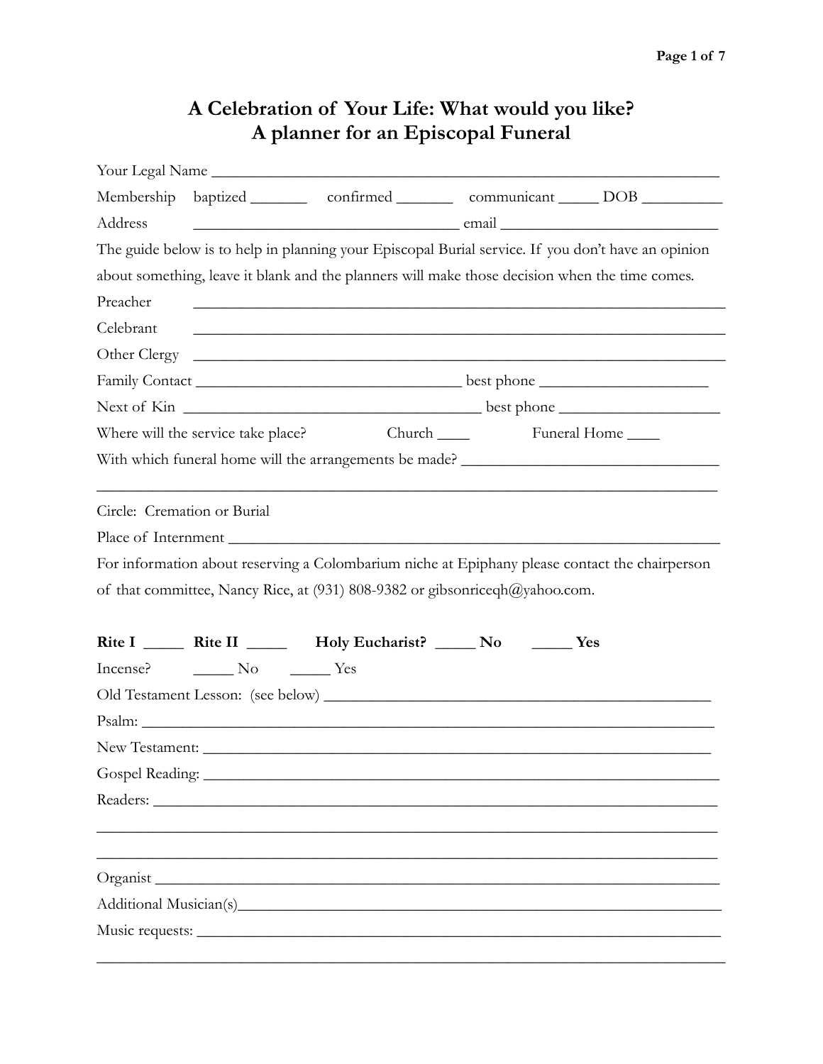# A Celebration of Your Life: What would you like?
# A planner for an Episcopal Funeral

Your Legal Name ________________________________________________________________

Membership baptized _______ confirmed _______ communicant _____ DOB __________

Address __________________________________ email ___________________________

The guide below is to help in planning your Episcopal Burial service. If you don't have an opinion about something, leave it blank and the planners will make those decision when the time comes.

Preacher ________________________________________________________________

Celebrant ________________________________________________________________

Other Clergy ________________________________________________________________

Family Contact __________________________________ best phone ____________________

Next of Kin ____________________________________ best phone ____________________

Where will the service take place? Church ____ Funeral Home ____

With which funeral home will the arrangements be made? _______________________________

___________________________________________________________________________

Circle: Cremation or Burial

Place of Internment ____________________________________________________________

For information about reserving a Colombarium niche at Epiphany please contact the chairperson of that committee, Nancy Rice, at (931) 808-9382 or gibsonriceqh@yahoo.com.

**Rite I** _____ **Rite II** _____ **Holy Eucharist?** _____ **No** _____ **Yes**

Incense? _____ No _____ Yes

Old Testament Lesson: (see below) _____________________________________________

Psalm: ____________________________________________________________________

New Testament: ______________________________________________________________

Gospel Reading: ______________________________________________________________

Readers: ___________________________________________________________________

___________________________________________________________________________

___________________________________________________________________________

Organist ___________________________________________________________________

Additional Musician(s)_________________________________________________________

Music requests: ______________________________________________________________

___________________________________________________________________________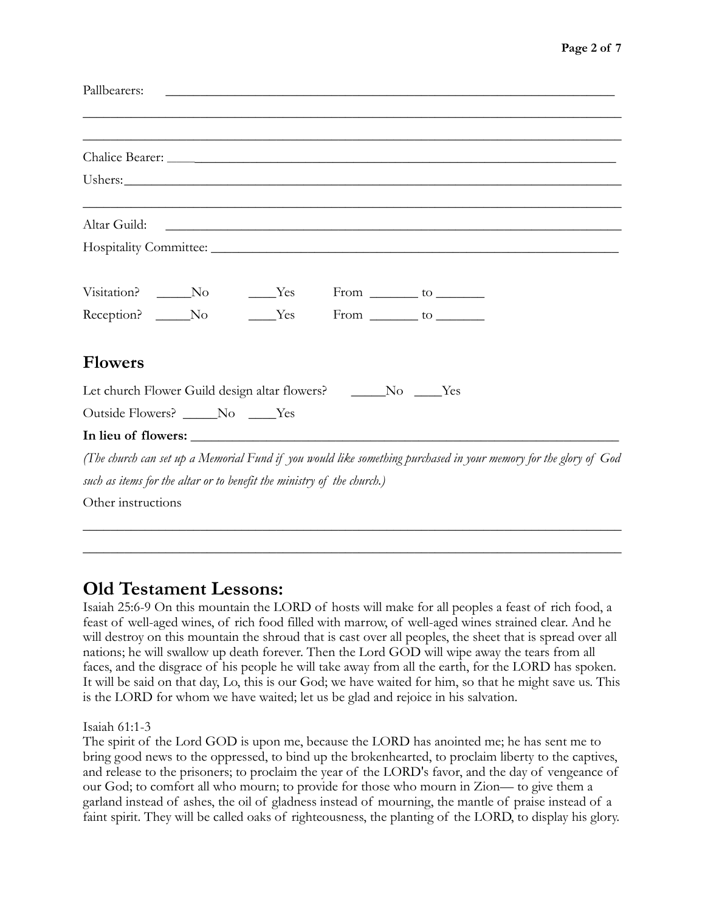Pallbearers: ______________________________________________________________________

______________________________________________________________________________

______________________________________________________________________________

Chalice Bearer: ________________________________________________________________

Ushers:_______________________________________________________________________

______________________________________________________________________________

Altar Guild: ___________________________________________________________________

Hospitality Committee: ___________________________________________________________

Visitation? _____No ____Yes From _______ to _______

Reception? _____No ____Yes From _______ to _______

## Flowers

Let church Flower Guild design altar flowers? _____No ____Yes

Outside Flowers? _____No ____Yes

**In lieu of flowers:** _____________________________________________________________

*(The church can set up a Memorial Fund if you would like something purchased in your memory for the glory of God such as items for the altar or to benefit the ministry of the church.)*

Other instructions

______________________________________________________________________________

______________________________________________________________________________

## Old Testament Lessons:

Isaiah 25:6-9 On this mountain the LORD of hosts will make for all peoples a feast of rich food, a feast of well-aged wines, of rich food filled with marrow, of well-aged wines strained clear. And he will destroy on this mountain the shroud that is cast over all peoples, the sheet that is spread over all nations; he will swallow up death forever. Then the Lord GOD will wipe away the tears from all faces, and the disgrace of his people he will take away from all the earth, for the LORD has spoken. It will be said on that day, Lo, this is our God; we have waited for him, so that he might save us. This is the LORD for whom we have waited; let us be glad and rejoice in his salvation.

Isaiah 61:1-3
The spirit of the Lord GOD is upon me, because the LORD has anointed me; he has sent me to bring good news to the oppressed, to bind up the brokenhearted, to proclaim liberty to the captives, and release to the prisoners; to proclaim the year of the LORD's favor, and the day of vengeance of our God; to comfort all who mourn; to provide for those who mourn in Zion— to give them a garland instead of ashes, the oil of gladness instead of mourning, the mantle of praise instead of a faint spirit. They will be called oaks of righteousness, the planting of the LORD, to display his glory.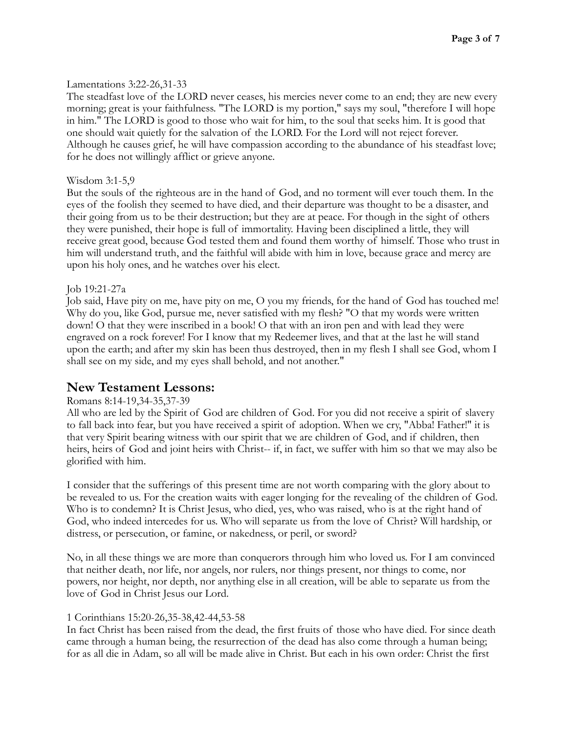Lamentations 3:22-26,31-33

The steadfast love of the LORD never ceases, his mercies never come to an end; they are new every morning; great is your faithfulness. "The LORD is my portion," says my soul, "therefore I will hope in him." The LORD is good to those who wait for him, to the soul that seeks him. It is good that one should wait quietly for the salvation of the LORD. For the Lord will not reject forever. Although he causes grief, he will have compassion according to the abundance of his steadfast love; for he does not willingly afflict or grieve anyone.

Wisdom 3:1-5,9

But the souls of the righteous are in the hand of God, and no torment will ever touch them. In the eyes of the foolish they seemed to have died, and their departure was thought to be a disaster, and their going from us to be their destruction; but they are at peace. For though in the sight of others they were punished, their hope is full of immortality. Having been disciplined a little, they will receive great good, because God tested them and found them worthy of himself. Those who trust in him will understand truth, and the faithful will abide with him in love, because grace and mercy are upon his holy ones, and he watches over his elect.

Job 19:21-27a

Job said, Have pity on me, have pity on me, O you my friends, for the hand of God has touched me! Why do you, like God, pursue me, never satisfied with my flesh? "O that my words were written down! O that they were inscribed in a book! O that with an iron pen and with lead they were engraved on a rock forever! For I know that my Redeemer lives, and that at the last he will stand upon the earth; and after my skin has been thus destroyed, then in my flesh I shall see God, whom I shall see on my side, and my eyes shall behold, and not another."

## New Testament Lessons:

Romans 8:14-19,34-35,37-39

All who are led by the Spirit of God are children of God. For you did not receive a spirit of slavery to fall back into fear, but you have received a spirit of adoption. When we cry, "Abba! Father!" it is that very Spirit bearing witness with our spirit that we are children of God, and if children, then heirs, heirs of God and joint heirs with Christ-- if, in fact, we suffer with him so that we may also be glorified with him.

I consider that the sufferings of this present time are not worth comparing with the glory about to be revealed to us. For the creation waits with eager longing for the revealing of the children of God. Who is to condemn? It is Christ Jesus, who died, yes, who was raised, who is at the right hand of God, who indeed intercedes for us. Who will separate us from the love of Christ? Will hardship, or distress, or persecution, or famine, or nakedness, or peril, or sword?

No, in all these things we are more than conquerors through him who loved us. For I am convinced that neither death, nor life, nor angels, nor rulers, nor things present, nor things to come, nor powers, nor height, nor depth, nor anything else in all creation, will be able to separate us from the love of God in Christ Jesus our Lord.

1 Corinthians 15:20-26,35-38,42-44,53-58

In fact Christ has been raised from the dead, the first fruits of those who have died. For since death came through a human being, the resurrection of the dead has also come through a human being; for as all die in Adam, so all will be made alive in Christ. But each in his own order: Christ the first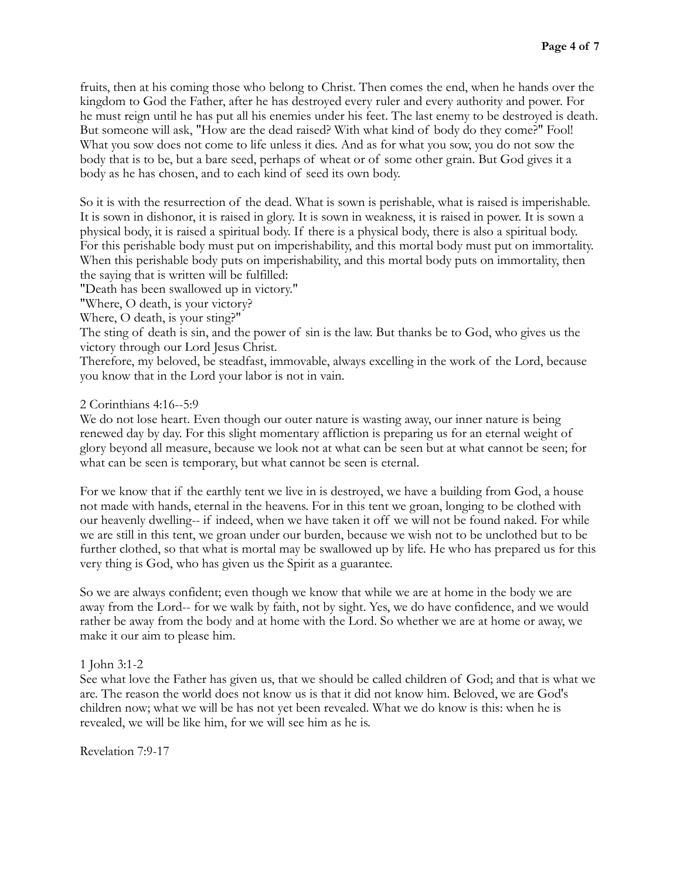fruits, then at his coming those who belong to Christ. Then comes the end, when he hands over the kingdom to God the Father, after he has destroyed every ruler and every authority and power. For he must reign until he has put all his enemies under his feet. The last enemy to be destroyed is death. But someone will ask, "How are the dead raised? With what kind of body do they come?" Fool! What you sow does not come to life unless it dies. And as for what you sow, you do not sow the body that is to be, but a bare seed, perhaps of wheat or of some other grain. But God gives it a body as he has chosen, and to each kind of seed its own body.

So it is with the resurrection of the dead. What is sown is perishable, what is raised is imperishable. It is sown in dishonor, it is raised in glory. It is sown in weakness, it is raised in power. It is sown a physical body, it is raised a spiritual body. If there is a physical body, there is also a spiritual body. For this perishable body must put on imperishability, and this mortal body must put on immortality. When this perishable body puts on imperishability, and this mortal body puts on immortality, then the saying that is written will be fulfilled:
"Death has been swallowed up in victory."
"Where, O death, is your victory?
Where, O death, is your sting?"
The sting of death is sin, and the power of sin is the law. But thanks be to God, who gives us the victory through our Lord Jesus Christ.
Therefore, my beloved, be steadfast, immovable, always excelling in the work of the Lord, because you know that in the Lord your labor is not in vain.

2 Corinthians 4:16--5:9
We do not lose heart. Even though our outer nature is wasting away, our inner nature is being renewed day by day. For this slight momentary affliction is preparing us for an eternal weight of glory beyond all measure, because we look not at what can be seen but at what cannot be seen; for what can be seen is temporary, but what cannot be seen is eternal.

For we know that if the earthly tent we live in is destroyed, we have a building from God, a house not made with hands, eternal in the heavens. For in this tent we groan, longing to be clothed with our heavenly dwelling-- if indeed, when we have taken it off we will not be found naked. For while we are still in this tent, we groan under our burden, because we wish not to be unclothed but to be further clothed, so that what is mortal may be swallowed up by life. He who has prepared us for this very thing is God, who has given us the Spirit as a guarantee.

So we are always confident; even though we know that while we are at home in the body we are away from the Lord-- for we walk by faith, not by sight. Yes, we do have confidence, and we would rather be away from the body and at home with the Lord. So whether we are at home or away, we make it our aim to please him.

1 John 3:1-2
See what love the Father has given us, that we should be called children of God; and that is what we are. The reason the world does not know us is that it did not know him. Beloved, we are God's children now; what we will be has not yet been revealed. What we do know is this: when he is revealed, we will be like him, for we will see him as he is.

Revelation 7:9-17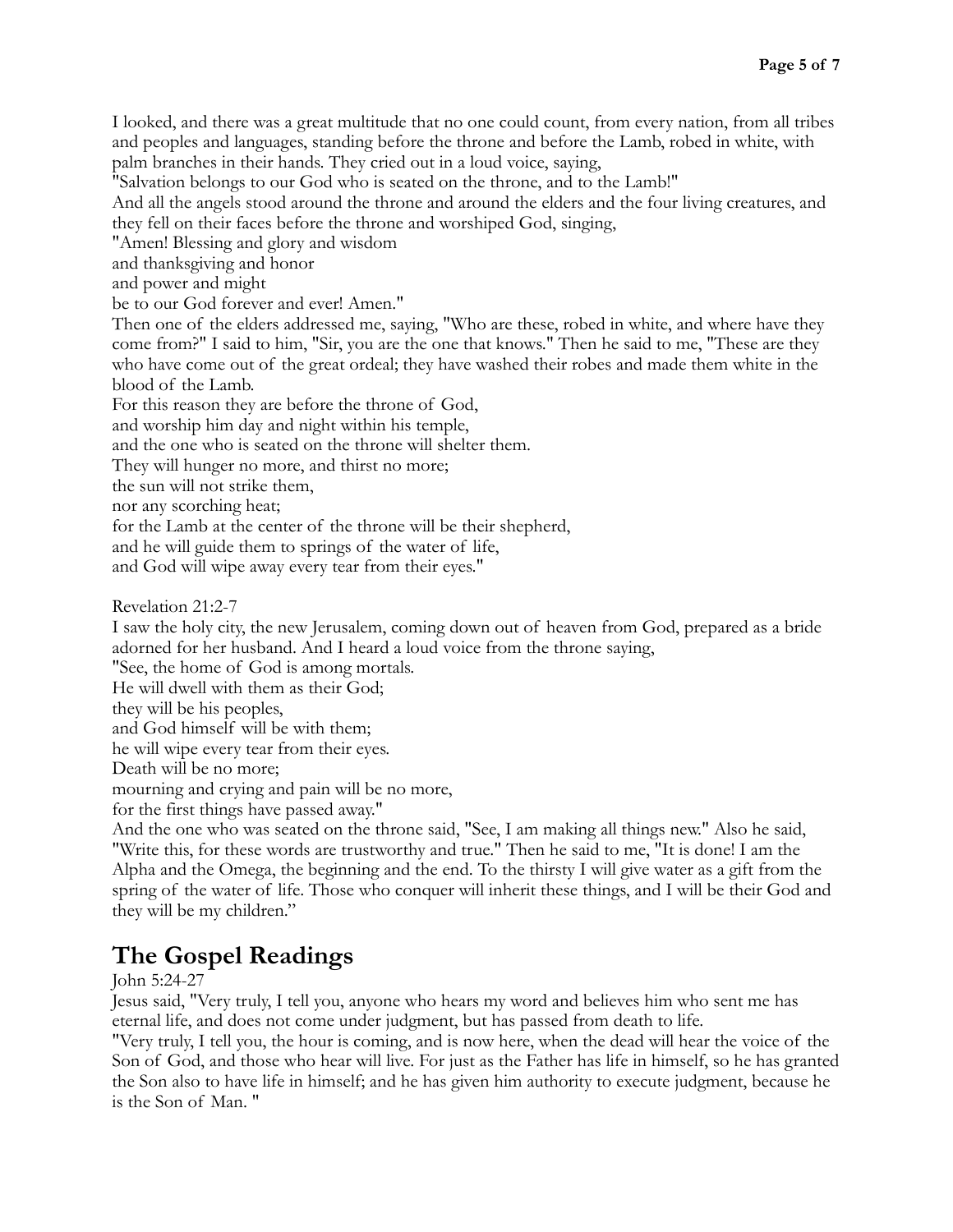I looked, and there was a great multitude that no one could count, from every nation, from all tribes and peoples and languages, standing before the throne and before the Lamb, robed in white, with palm branches in their hands. They cried out in a loud voice, saying,
"Salvation belongs to our God who is seated on the throne, and to the Lamb!"
And all the angels stood around the throne and around the elders and the four living creatures, and they fell on their faces before the throne and worshiped God, singing,
"Amen! Blessing and glory and wisdom
and thanksgiving and honor
and power and might
be to our God forever and ever! Amen."
Then one of the elders addressed me, saying, "Who are these, robed in white, and where have they come from?" I said to him, "Sir, you are the one that knows." Then he said to me, "These are they who have come out of the great ordeal; they have washed their robes and made them white in the blood of the Lamb.
For this reason they are before the throne of God,
and worship him day and night within his temple,
and the one who is seated on the throne will shelter them.
They will hunger no more, and thirst no more;
the sun will not strike them,
nor any scorching heat;
for the Lamb at the center of the throne will be their shepherd,
and he will guide them to springs of the water of life,
and God will wipe away every tear from their eyes."

Revelation 21:2-7
I saw the holy city, the new Jerusalem, coming down out of heaven from God, prepared as a bride adorned for her husband. And I heard a loud voice from the throne saying,
"See, the home of God is among mortals.
He will dwell with them as their God;
they will be his peoples,
and God himself will be with them;
he will wipe every tear from their eyes.
Death will be no more;
mourning and crying and pain will be no more,
for the first things have passed away."
And the one who was seated on the throne said, "See, I am making all things new." Also he said, "Write this, for these words are trustworthy and true." Then he said to me, "It is done! I am the Alpha and the Omega, the beginning and the end. To the thirsty I will give water as a gift from the spring of the water of life. Those who conquer will inherit these things, and I will be their God and they will be my children."

## The Gospel Readings

John 5:24-27
Jesus said, "Very truly, I tell you, anyone who hears my word and believes him who sent me has eternal life, and does not come under judgment, but has passed from death to life.
"Very truly, I tell you, the hour is coming, and is now here, when the dead will hear the voice of the Son of God, and those who hear will live. For just as the Father has life in himself, so he has granted the Son also to have life in himself; and he has given him authority to execute judgment, because he is the Son of Man. "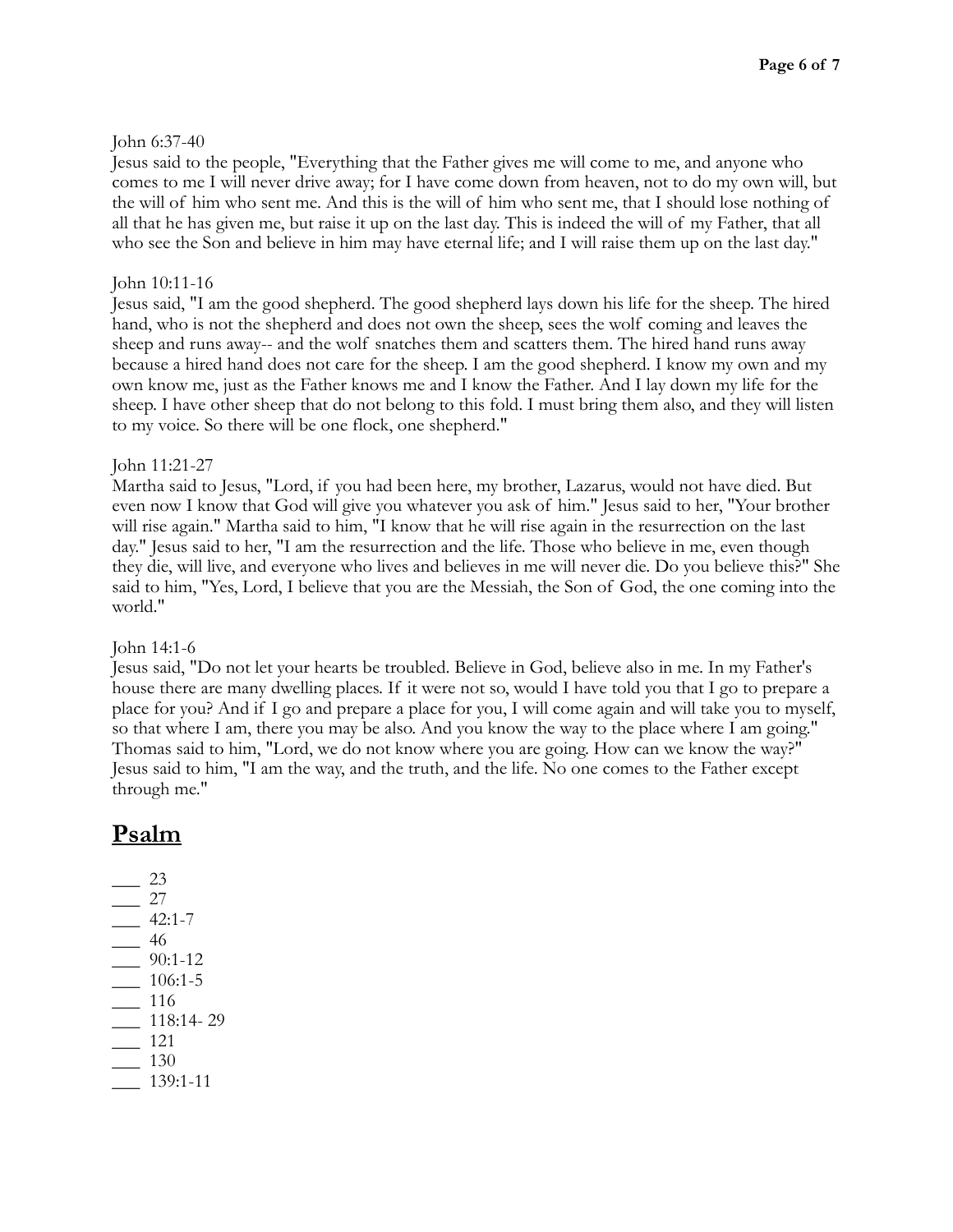John 6:37-40
Jesus said to the people, "Everything that the Father gives me will come to me, and anyone who comes to me I will never drive away; for I have come down from heaven, not to do my own will, but the will of him who sent me. And this is the will of him who sent me, that I should lose nothing of all that he has given me, but raise it up on the last day. This is indeed the will of my Father, that all who see the Son and believe in him may have eternal life; and I will raise them up on the last day."

John 10:11-16
Jesus said, "I am the good shepherd. The good shepherd lays down his life for the sheep. The hired hand, who is not the shepherd and does not own the sheep, sees the wolf coming and leaves the sheep and runs away-- and the wolf snatches them and scatters them. The hired hand runs away because a hired hand does not care for the sheep. I am the good shepherd. I know my own and my own know me, just as the Father knows me and I know the Father. And I lay down my life for the sheep. I have other sheep that do not belong to this fold. I must bring them also, and they will listen to my voice. So there will be one flock, one shepherd."

John 11:21-27
Martha said to Jesus, "Lord, if you had been here, my brother, Lazarus, would not have died. But even now I know that God will give you whatever you ask of him." Jesus said to her, "Your brother will rise again." Martha said to him, "I know that he will rise again in the resurrection on the last day." Jesus said to her, "I am the resurrection and the life. Those who believe in me, even though they die, will live, and everyone who lives and believes in me will never die. Do you believe this?" She said to him, "Yes, Lord, I believe that you are the Messiah, the Son of God, the one coming into the world."

John 14:1-6
Jesus said, "Do not let your hearts be troubled. Believe in God, believe also in me. In my Father's house there are many dwelling places. If it were not so, would I have told you that I go to prepare a place for you? And if I go and prepare a place for you, I will come again and will take you to myself, so that where I am, there you may be also. And you know the way to the place where I am going." Thomas said to him, "Lord, we do not know where you are going. How can we know the way?" Jesus said to him, "I am the way, and the truth, and the life. No one comes to the Father except through me."

## Psalm

___ 23
___ 27
___ 42:1-7
___ 46
___ 90:1-12
___ 106:1-5
___ 116
___ 118:14- 29
___ 121
___ 130
___ 139:1-11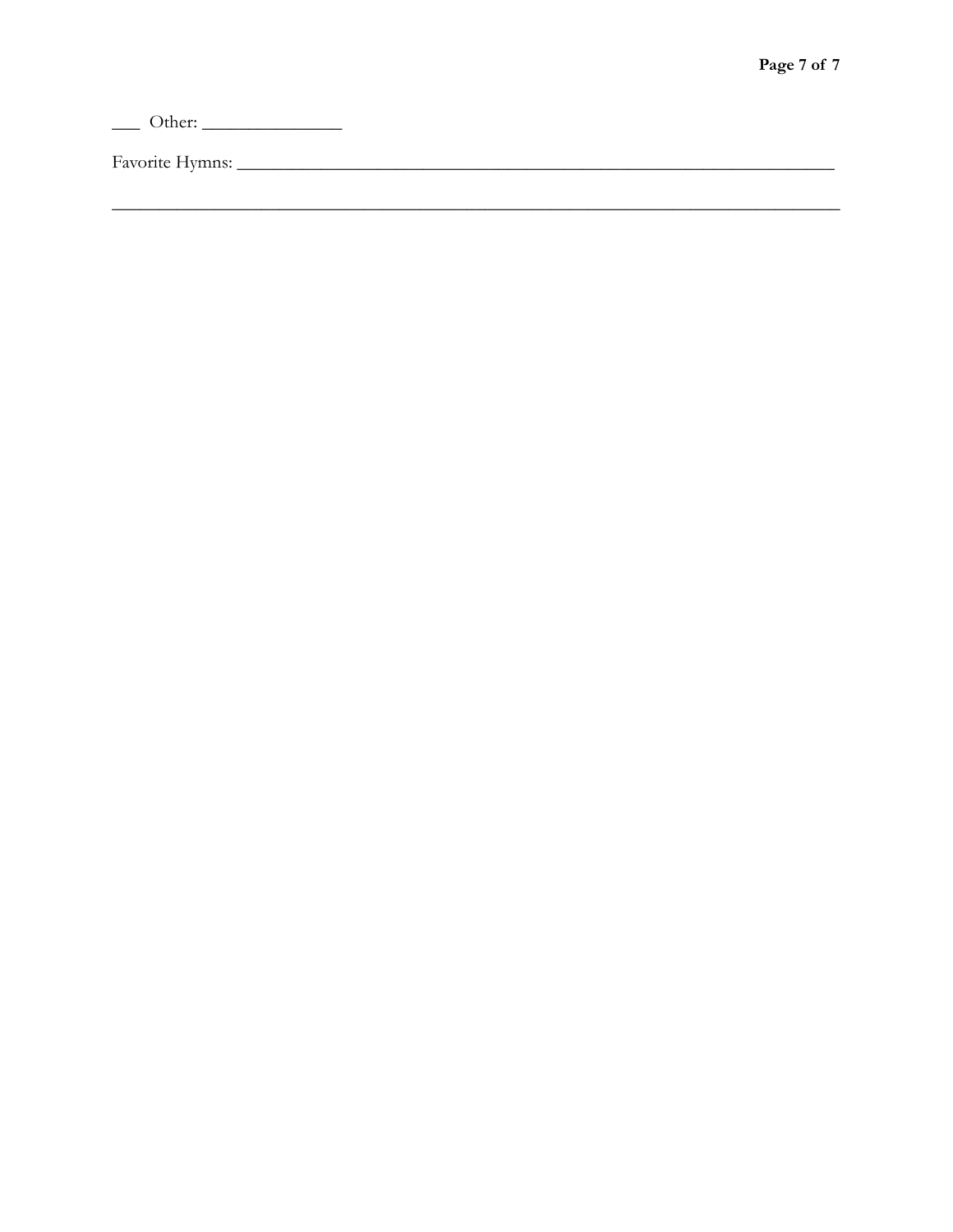___ Other: ________________

Favorite Hymns: ______________________________________________________________________

_______________________________________________________________________________